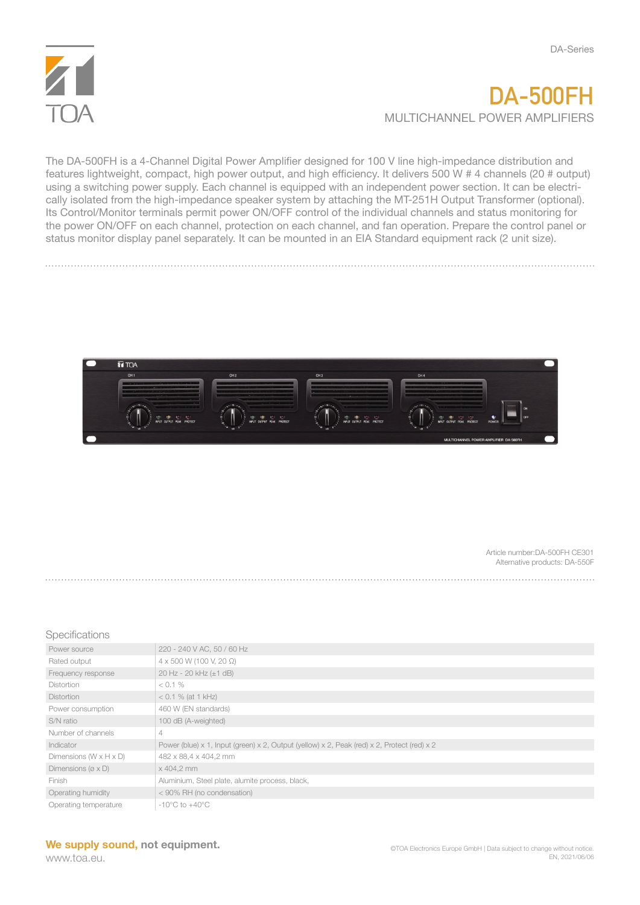DA-Series

# DA-500FH

## MULTICHANNEL POWER AMPLIFIERS

The DA-500FH is a 4-Channel Digital Power Amplifier designed for 100 V line high-impedance distribution and features lightweight, compact, high power output, and high efficiency. It delivers 500 W # 4 channels (20 # output) using a switching power supply. Each channel is equipped with an independent power section. It can be electrically isolated from the high-impedance speaker system by attaching the MT-251H Output Transformer (optional). Its Control/Monitor terminals permit power ON/OFF control of the individual channels and status monitoring for the power ON/OFF on each channel, protection on each channel, and fan operation. Prepare the control panel or status monitor display panel separately. It can be mounted in an EIA Standard equipment rack (2 unit size).

Article number:DA-500FH CE301
Alternative products: DA-550F

## Specifications

| | |
|---|---|
| Power source | 220 - 240 V AC, 50 / 60 Hz |
| Rated output | 4 x 500 W (100 V, 20 Ω) |
| Frequency response | 20 Hz - 20 kHz (±1 dB) |
| Distortion | < 0.1 % |
| Distortion | < 0.1 % (at 1 kHz) |
| Power consumption | 460 W (EN standards) |
| S/N ratio | 100 dB (A-weighted) |
| Number of channels | 4 |
| Indicator | Power (blue) x 1, Input (green) x 2, Output (yellow) x 2, Peak (red) x 2, Protect (red) x 2 |
| Dimensions (W x H x D) | 482 x 88,4 x 404,2 mm |
| Dimensions (ø x D) | x 404,2 mm |
| Finish | Aluminium, Steel plate, alumite process, black, |
| Operating humidity | < 90% RH (no condensation) |
| Operating temperature | -10°C to +40°C |

**We supply sound, not equipment.**
www.toa.eu.

©TOA Electronics Europe GmbH | Data subject to change without notice.
EN, 2021/06/06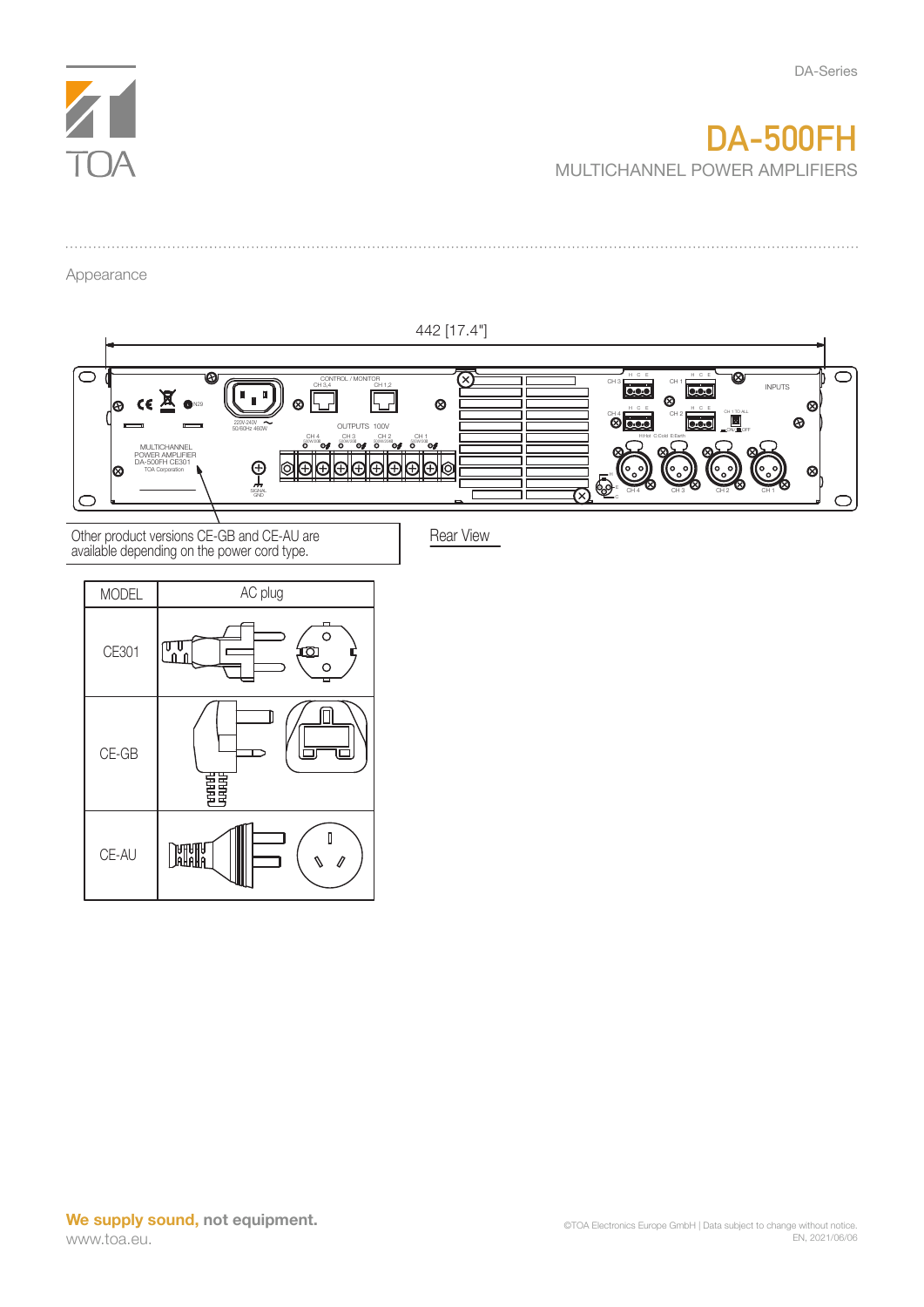## Appearance

442 [17.4"]

Other product versions CE-GB and CE-AU are available depending on the power cord type.

Rear View

| MODEL | AC plug |
|---|---|
| CE301 | |
| CE-GB | |
| CE-AU | |

**We supply sound, not equipment.**
www.toa.eu.

©TOA Electronics Europe GmbH | Data subject to change without notice.
EN, 2021/06/06